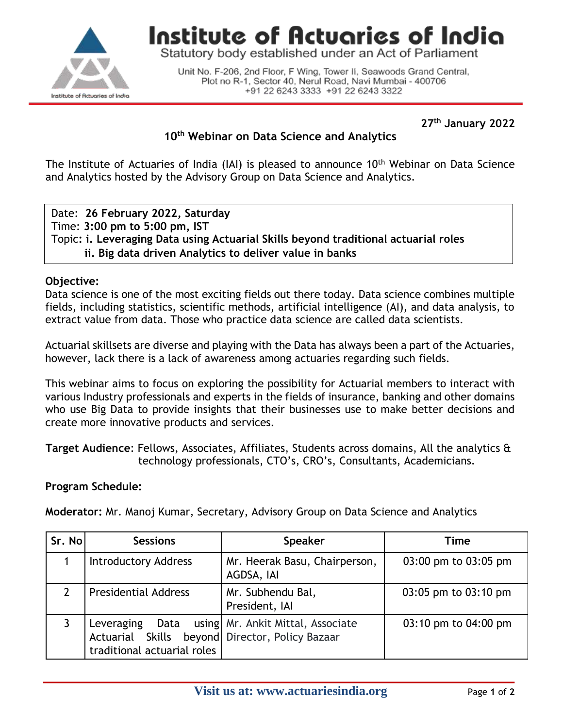# Institute of Actuaries of India

Statutory body established under an Act of Parliament

Unit No. F-206, 2nd Floor, F Wing, Tower II, Seawoods Grand Central, Plot no R-1, Sector 40, Nerul Road, Navi Mumbai - 400706
+91 22 6243 3333 +91 22 6243 3322

**27th January 2022**

## 10th Webinar on Data Science and Analytics

The Institute of Actuaries of India (IAI) is pleased to announce 10th Webinar on Data Science and Analytics hosted by the Advisory Group on Data Science and Analytics.

Date: **26 February 2022, Saturday**
Time: **3:00 pm to 5:00 pm, IST**
Topic: **i. Leveraging Data using Actuarial Skills beyond traditional actuarial roles**
**ii. Big data driven Analytics to deliver value in banks**

**Objective:**
Data science is one of the most exciting fields out there today. Data science combines multiple fields, including statistics, scientific methods, artificial intelligence (AI), and data analysis, to extract value from data. Those who practice data science are called data scientists.

Actuarial skillsets are diverse and playing with the Data has always been a part of the Actuaries, however, lack there is a lack of awareness among actuaries regarding such fields.

This webinar aims to focus on exploring the possibility for Actuarial members to interact with various Industry professionals and experts in the fields of insurance, banking and other domains who use Big Data to provide insights that their businesses use to make better decisions and create more innovative products and services.

**Target Audience**: Fellows, Associates, Affiliates, Students across domains, All the analytics & technology professionals, CTO's, CRO's, Consultants, Academicians.

**Program Schedule:**

**Moderator:** Mr. Manoj Kumar, Secretary, Advisory Group on Data Science and Analytics

| Sr. No | Sessions | Speaker | Time |
|---|---|---|---|
| 1 | Introductory Address | Mr. Heerak Basu, Chairperson, AGDSA, IAI | 03:00 pm to 03:05 pm |
| 2 | Presidential Address | Mr. Subhendu Bal, President, IAI | 03:05 pm to 03:10 pm |
| 3 | Leveraging Data using Actuarial Skills beyond traditional actuarial roles | Mr. Ankit Mittal, Associate Director, Policy Bazaar | 03:10 pm to 04:00 pm |

**Visit us at: www.actuariesindia.org**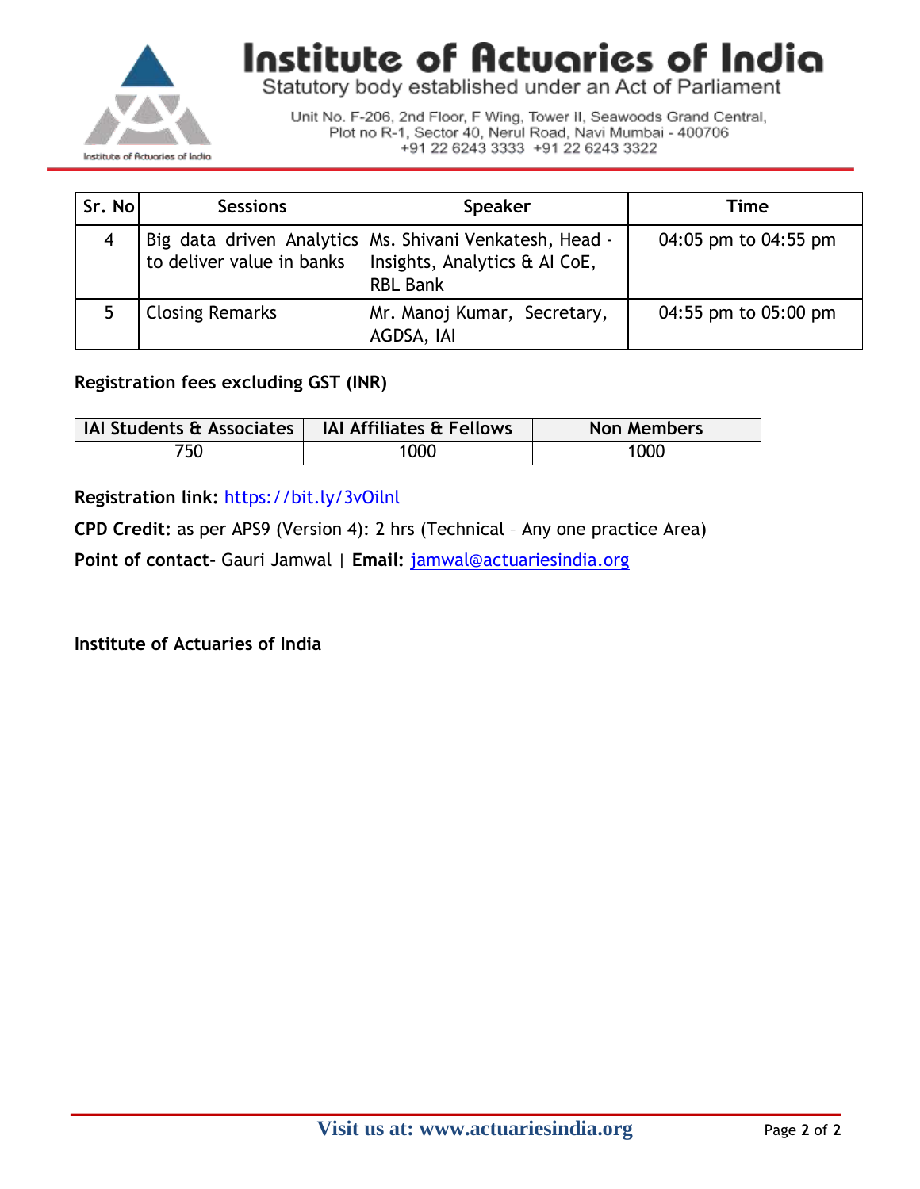| Sr. No | Sessions | Speaker | Time |
|---|---|---|---|
| 4 | Big data driven Analytics to deliver value in banks | Ms. Shivani Venkatesh, Head - Insights, Analytics & AI CoE, RBL Bank | 04:05 pm to 04:55 pm |
| 5 | Closing Remarks | Mr. Manoj Kumar, Secretary, AGDSA, IAI | 04:55 pm to 05:00 pm |

**Registration fees excluding GST (INR)**

| IAI Students & Associates | IAI Affiliates & Fellows | Non Members |
|---|---|---|
| 750 | 1000 | 1000 |

**Registration link:** https://bit.ly/3vOilnl

**CPD Credit:** as per APS9 (Version 4): 2 hrs (Technical – Any one practice Area)

**Point of contact-** Gauri Jamwal | **Email:** jamwal@actuariesindia.org

**Institute of Actuaries of India**